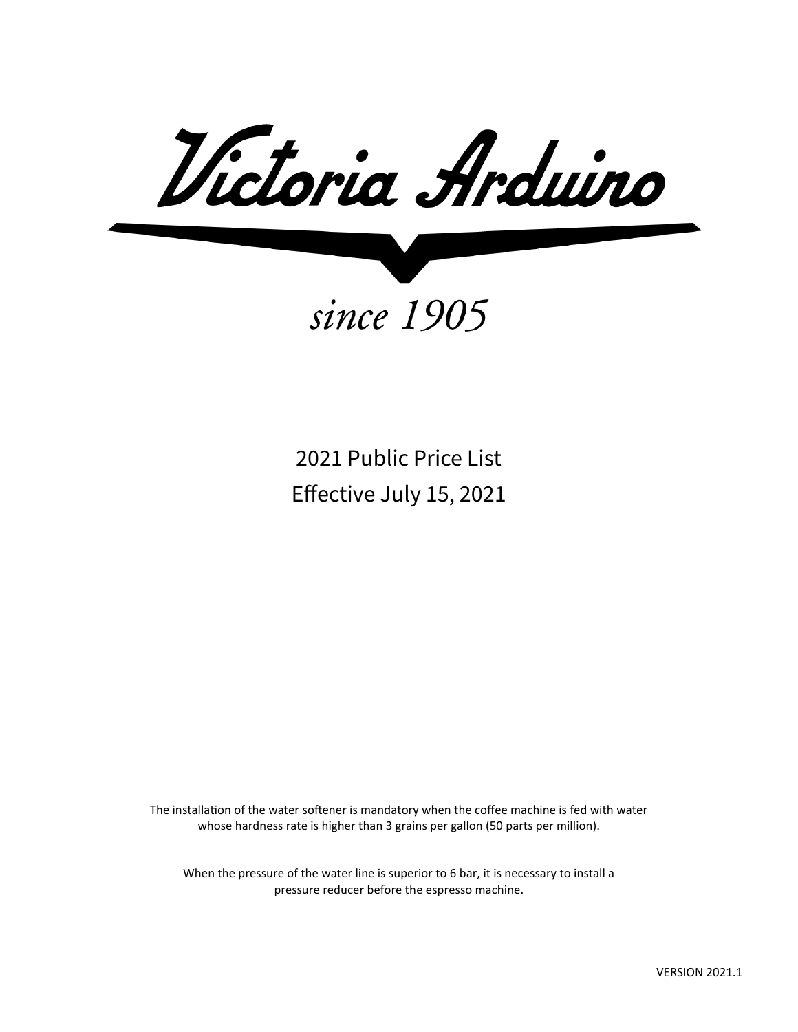# Victoria Arduino

*since 1905*

## 2021 Public Price List
## Effective July 15, 2021

The installation of the water softener is mandatory when the coffee machine is fed with water whose hardness rate is higher than 3 grains per gallon (50 parts per million).

When the pressure of the water line is superior to 6 bar, it is necessary to install a pressure reducer before the espresso machine.

VERSION 2021.1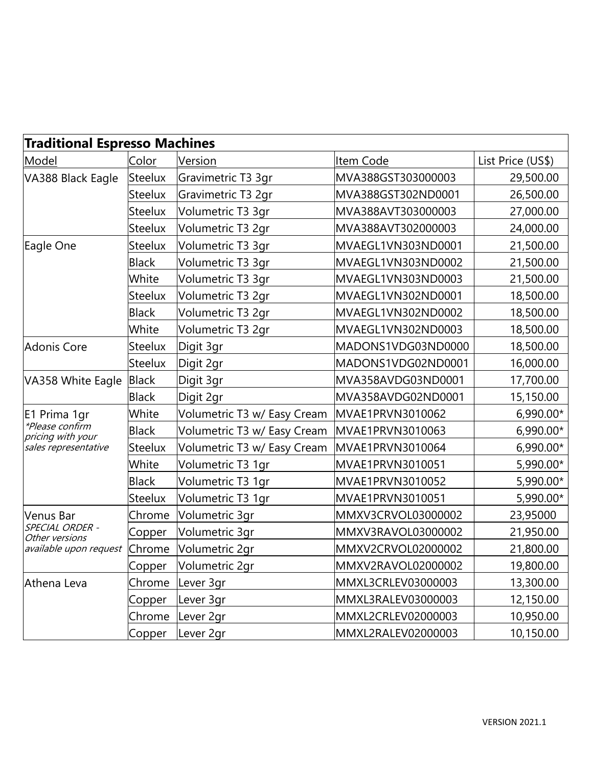| Traditional Espresso Machines | | | | |
|---|---|---|---|---|
| Model | Color | Version | Item Code | List Price (US$) |
| VA388 Black Eagle | Steelux | Gravimetric T3 3gr | MVA388GST303000003 | 29,500.00 |
| | Steelux | Gravimetric T3 2gr | MVA388GST302ND0001 | 26,500.00 |
| | Steelux | Volumetric T3 3gr | MVA388AVT303000003 | 27,000.00 |
| | Steelux | Volumetric T3 2gr | MVA388AVT302000003 | 24,000.00 |
| Eagle One | Steelux | Volumetric T3 3gr | MVAEGL1VN303ND0001 | 21,500.00 |
| | Black | Volumetric T3 3gr | MVAEGL1VN303ND0002 | 21,500.00 |
| | White | Volumetric T3 3gr | MVAEGL1VN303ND0003 | 21,500.00 |
| | Steelux | Volumetric T3 2gr | MVAEGL1VN302ND0001 | 18,500.00 |
| | Black | Volumetric T3 2gr | MVAEGL1VN302ND0002 | 18,500.00 |
| | White | Volumetric T3 2gr | MVAEGL1VN302ND0003 | 18,500.00 |
| Adonis Core | Steelux | Digit 3gr | MADONS1VDG03ND0000 | 18,500.00 |
| | Steelux | Digit 2gr | MADONS1VDG02ND0001 | 16,000.00 |
| VA358 White Eagle | Black | Digit 3gr | MVA358AVDG03ND0001 | 17,700.00 |
| | Black | Digit 2gr | MVA358AVDG02ND0001 | 15,150.00 |
| E1 Prima 1gr *\*Please confirm pricing with your sales representative* | White | Volumetric T3 w/ Easy Cream | MVAE1PRVN3010062 | 6,990.00* |
| | Black | Volumetric T3 w/ Easy Cream | MVAE1PRVN3010063 | 6,990.00* |
| | Steelux | Volumetric T3 w/ Easy Cream | MVAE1PRVN3010064 | 6,990.00* |
| | White | Volumetric T3 1gr | MVAE1PRVN3010051 | 5,990.00* |
| | Black | Volumetric T3 1gr | MVAE1PRVN3010052 | 5,990.00* |
| | Steelux | Volumetric T3 1gr | MVAE1PRVN3010051 | 5,990.00* |
| Venus Bar *SPECIAL ORDER - Other versions available upon request* | Chrome | Volumetric 3gr | MMXV3CRVOL03000002 | 23,95000 |
| | Copper | Volumetric 3gr | MMXV3RAVOL03000002 | 21,950.00 |
| | Chrome | Volumetric 2gr | MMXV2CRVOL02000002 | 21,800.00 |
| | Copper | Volumetric 2gr | MMXV2RAVOL02000002 | 19,800.00 |
| Athena Leva | Chrome | Lever 3gr | MMXL3CRLEV03000003 | 13,300.00 |
| | Copper | Lever 3gr | MMXL3RALEV03000003 | 12,150.00 |
| | Chrome | Lever 2gr | MMXL2CRLEV02000003 | 10,950.00 |
| | Copper | Lever 2gr | MMXL2RALEV02000003 | 10,150.00 |

VERSION 2021.1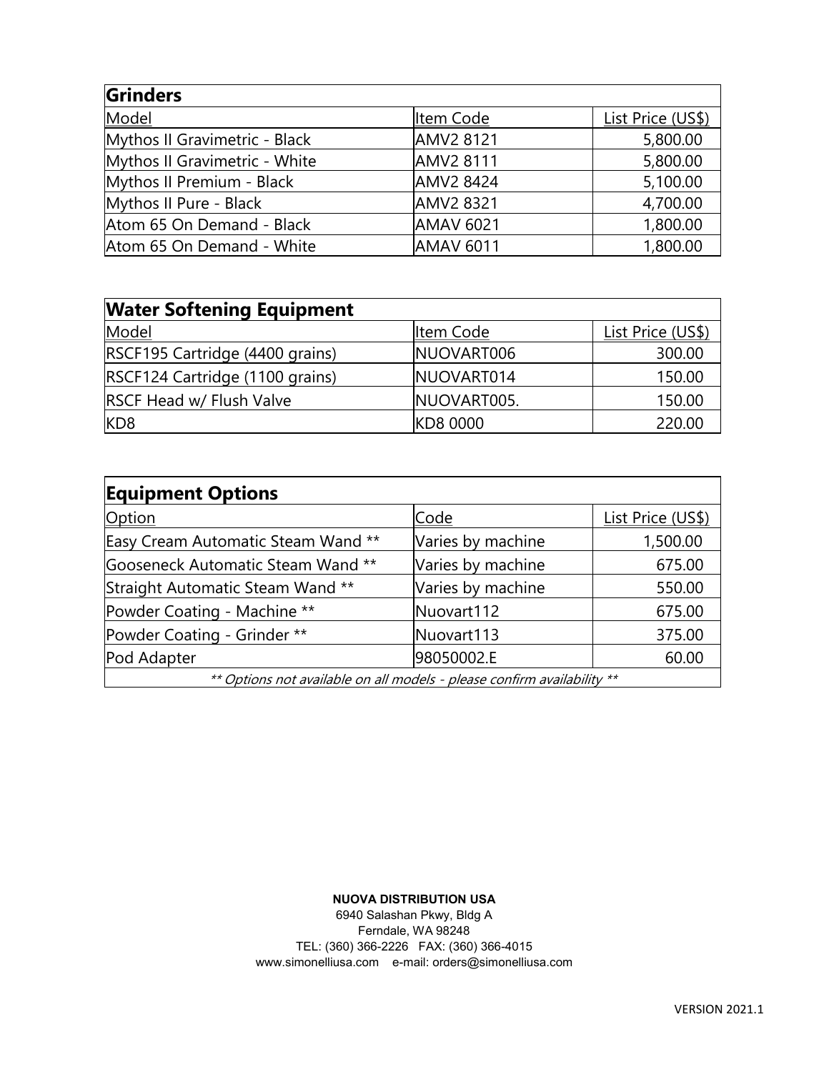## Grinders

| Model | Item Code | List Price (US$) |
|---|---|---|
| Mythos II Gravimetric - Black | AMV2 8121 | 5,800.00 |
| Mythos II Gravimetric - White | AMV2 8111 | 5,800.00 |
| Mythos II Premium - Black | AMV2 8424 | 5,100.00 |
| Mythos II Pure - Black | AMV2 8321 | 4,700.00 |
| Atom 65 On Demand - Black | AMAV 6021 | 1,800.00 |
| Atom 65 On Demand - White | AMAV 6011 | 1,800.00 |

## Water Softening Equipment

| Model | Item Code | List Price (US$) |
|---|---|---|
| RSCF195 Cartridge (4400 grains) | NUOVART006 | 300.00 |
| RSCF124 Cartridge (1100 grains) | NUOVART014 | 150.00 |
| RSCF Head w/ Flush Valve | NUOVART005. | 150.00 |
| KD8 | KD8 0000 | 220.00 |

## Equipment Options

| Option | Code | List Price (US$) |
|---|---|---|
| Easy Cream Automatic Steam Wand ** | Varies by machine | 1,500.00 |
| Gooseneck Automatic Steam Wand ** | Varies by machine | 675.00 |
| Straight Automatic Steam Wand ** | Varies by machine | 550.00 |
| Powder Coating - Machine ** | Nuovart112 | 675.00 |
| Powder Coating - Grinder ** | Nuovart113 | 375.00 |
| Pod Adapter | 98050002.E | 60.00 |

*** Options not available on all models - please confirm availability ***

**NUOVA DISTRIBUTION USA**
6940 Salashan Pkwy, Bldg A
Ferndale, WA 98248
TEL: (360) 366-2226 FAX: (360) 366-4015
www.simonelliusa.com e-mail: orders@simonelliusa.com

VERSION 2021.1